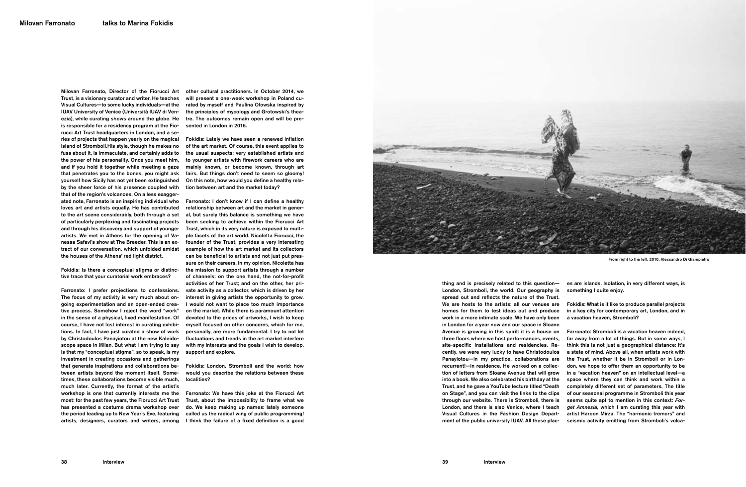# Milovan Farronato talks to Marina Fokidis

**Milovan Farronato, Director of the Fiorucci Art Trust, is a visionary curator and writer. He teaches Visual Cultures—to some lucky individuals—at the IUAV University of Venice (Università IUAV di Venezia), while curating shows around the globe. He is responsible for a residency program at the Fiorucci Art Trust headquarters in London, and a series of projects that happen yearly on the magical island of Stromboli.His style, though he makes no fuss about it, is immaculate, and certainly adds to the power of his personality. Once you meet him, and if you hold it together while meeting a gaze that penetrates you to the bones, you might ask yourself how Sicily has not yet been extinguished by the sheer force of his presence coupled with that of the region's volcanoes. On a less exaggerated note, Farronato is an inspiring individual who loves art and artists equally. He has contributed to the art scene considerably, both through a set of particularly perplexing and fascinating projects and through his discovery and support of younger artists. We met in Athens for the opening of Vanessa Safavi's show at The Breeder. This is an extract of our conversation, which unfolded amidst the houses of the Athens' red light district.**

**Fokidis: Is there a conceptual stigma or distinctive trace that your curatorial work embraces?**

Farronato: I prefer projections to confessions. The focus of my activity is very much about ongoing experimentation and an open-ended creative process. Somehow I reject the word "work" in the sense of a physical, fixed manifestation. Of course, I have not lost interest in curating exhibitions. In fact, I have just curated a show of work by Christodoulos Panayiotou at the new Kaleidoscope space in Milan. But what I am trying to say is that my "conceptual stigma", so to speak, is my investment in creating occasions and gatherings that generate inspirations and collaborations between artists beyond the moment itself. Sometimes, these collaborations become visible much, much later. Currently, the format of the artist's workshop is one that currently interests me the most: for the past few years, the Fiorucci Art Trust has presented a costume drama workshop over the period leading up to New Year's Eve, featuring artists, designers, curators and writers, among other cultural practitioners. In October 2014, we will present a one-week workshop in Poland curated by myself and Paulina Olowska inspired by the principles of mycology and Grotowski's theatre. The outcomes remain open and will be presented in London in 2015.

**Fokidis: Lately we have seen a renewed inflation of the art market. Of course, this event applies to the usual suspects: very established artists and to younger artists with firework careers who are mainly known, or become known, through art fairs. But things don't need to seem so gloomy! On this note, how would you define a healthy relation between art and the market today?**

Farronato: I don't know if I can define a healthy relationship between art and the market in general, but surely this balance is something we have been seeking to achieve within the Fiorucci Art Trust, which in its very nature is exposed to multiple facets of the art world. Nicoletta Fiorucci, the founder of the Trust, provides a very interesting example of how the art market and its collectors can be beneficial to artists and not just put pressure on their careers, in my opinion. Nicoletta has the mission to support artists through a number of channels: on the one hand, the not-for-profit activities of her Trust; and on the other, her private activity as a collector, which is driven by her interest in giving artists the opportunity to grow. I would not want to place too much importance on the market. While there is paramount attention devoted to the prices of artworks, I wish to keep myself focused on other concerns, which for me, personally, are more fundamental. I try to not let fluctuations and trends in the art market interfere with my interests and the goals I wish to develop, support and explore.

**Fokidis: London, Stromboli and the world: how would you describe the relations between these localities?**

Farronato: We have this joke at the Fiorucci Art Trust, about the impossibility to frame what we do. We keep making up names: lately someone called us the radical wing of public programming! I think the failure of a fixed definition is a good thing and is precisely related to this question—London, Stromboli, the world. Our geography is spread out and reflects the nature of the Trust. We are hosts to the artists: all our venues are homes for them to test ideas out and produce work in a more intimate scale. We have only been in London for a year now and our space in Sloane Avenue is growing in this spirit: it is a house on three floors where we host performances, events, site-specific installations and residencies. Recently, we were very lucky to have Christodoulos Panayiotou—in my practice, collaborations are recurrent!—in residence. He worked on a collection of letters from Sloane Avenue that will grow into a book. We also celebrated his birthday at the Trust, and he gave a YouTube lecture titled "Death on Stage", and you can visit the links to the clips through our website. There is Stromboli, there is London, and there is also Venice, where I teach Visual Cultures in the Fashion Design Department of the public university IUAV. All these places are islands. Isolation, in very different ways, is something I quite enjoy.

**Fokidis: What is it like to produce parallel projects in a key city for contemporary art, London, and in a vacation heaven, Stromboli?**

Farronato: Stromboli is a vacation heaven indeed, far away from a lot of things. But in some ways, I think this is not just a geographical distance: it's a state of mind. Above all, when artists work with the Trust, whether it be in Stromboli or in London, we hope to offer them an opportunity to be in a "vacation heaven" on an intellectual level—a space where they can think and work within a completely different set of parameters. The title of our seasonal programme in Stromboli this year seems quite apt to mention in this context: *Forget Amnesia*, which I am curating this year with artist Haroon Mirza. The "harmonic tremors" and seismic activity emitting from Stromboli's volca-

From right to the left, 2010, Alessandro Di Giampietro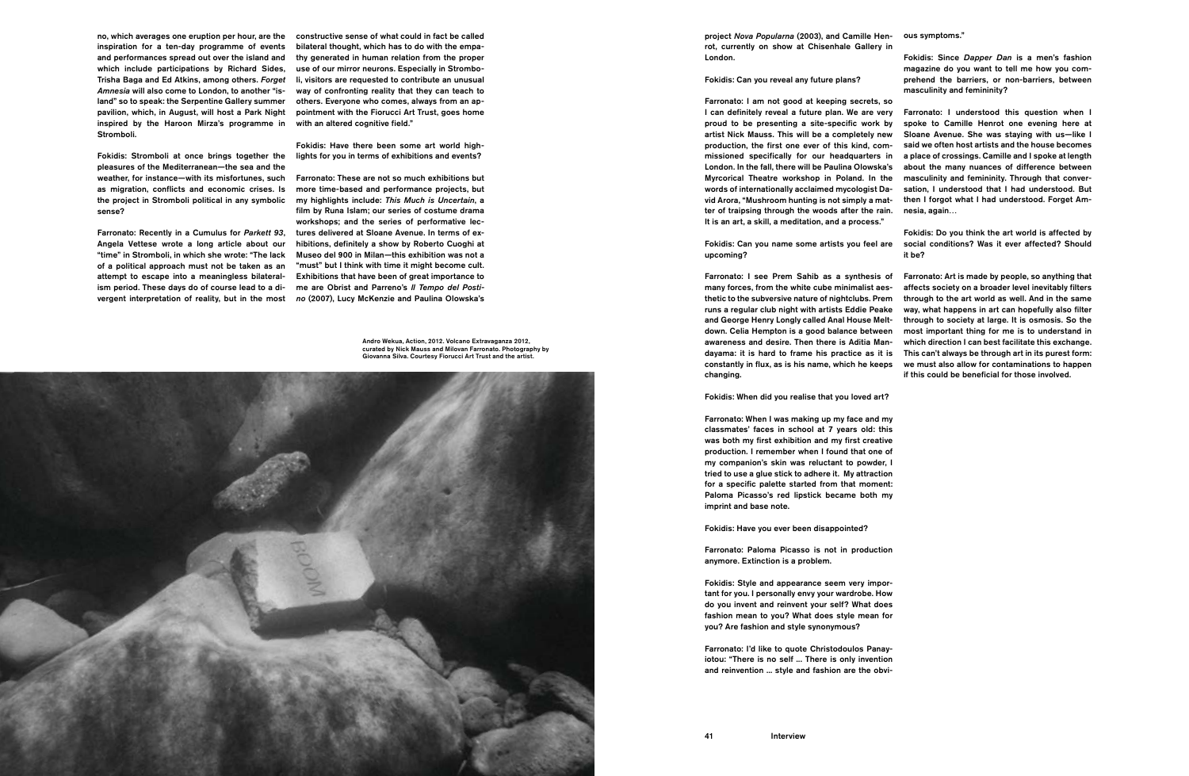no, which averages one eruption per hour, are the inspiration for a ten-day programme of events and performances spread out over the island and which include participations by Richard Sides, Trisha Baga and Ed Atkins, among others. *Forget Amnesia* will also come to London, to another "island" so to speak: the Serpentine Gallery summer pavilion, which, in August, will host a Park Night inspired by the Haroon Mirza's programme in Stromboli.

Fokidis: Stromboli at once brings together the pleasures of the Mediterranean—the sea and the weather, for instance—with its misfortunes, such as migration, conflicts and economic crises. Is the project in Stromboli political in any symbolic sense?

Farronato: Recently in a Cumulus for *Parkett 93*, Angela Vettese wrote a long article about our "time" in Stromboli, in which she wrote: "The lack of a political approach must not be taken as an attempt to escape into a meaningless bilateralism period. These days do of course lead to a divergent interpretation of reality, but in the most constructive sense of what could in fact be called bilateral thought, which has to do with the empathy generated in human relation from the proper use of our mirror neurons. Especially in Stromboli, visitors are requested to contribute an unusual way of confronting reality that they can teach to others. Everyone who comes, always from an appointment with the Fiorucci Art Trust, goes home with an altered cognitive field."

Fokidis: Have there been some art world highlights for you in terms of exhibitions and events?

Farronato: These are not so much exhibitions but more time-based and performance projects, but my highlights include: *This Much is Uncertain*, a film by Runa Islam; our series of costume drama workshops; and the series of performative lectures delivered at Sloane Avenue. In terms of exhibitions, definitely a show by Roberto Cuoghi at Museo del 900 in Milan—this exhibition was not a "must" but I think with time it might become cult. Exhibitions that have been of great importance to me are Obrist and Parreno's *Il Tempo del Postino* (2007), Lucy McKenzie and Paulina Olowska's project *Nova Popularna* (2003), and Camille Henrot, currently on show at Chisenhale Gallery in London.

Andro Wekua, Action, 2012. Volcano Extravaganza 2012, curated by Nick Mauss and Milovan Farronato. Photography by Giovanna Silva. Courtesy Fiorucci Art Trust and the artist.

Fokidis: Can you reveal any future plans?

Farronato: I am not good at keeping secrets, so I can definitely reveal a future plan. We are very proud to be presenting a site-specific work by artist Nick Mauss. This will be a completely new production, the first one ever of this kind, commissioned specifically for our headquarters in London. In the fall, there will be Paulina Olowska's Myrcorical Theatre workshop in Poland. In the words of internationally acclaimed mycologist David Arora, "Mushroom hunting is not simply a matter of traipsing through the woods after the rain. It is an art, a skill, a meditation, and a process."

Fokidis: Can you name some artists you feel are upcoming?

Farronato: I see Prem Sahib as a synthesis of many forces, from the white cube minimalist aesthetic to the subversive nature of nightclubs. Prem runs a regular club night with artists Eddie Peake and George Henry Longly called Anal House Meltdown. Celia Hempton is a good balance between awareness and desire. Then there is Aditia Mandayama: it is hard to frame his practice as it is constantly in flux, as is his name, which he keeps changing.

Fokidis: When did you realise that you loved art?

Farronato: When I was making up my face and my classmates' faces in school at 7 years old: this was both my first exhibition and my first creative production. I remember when I found that one of my companion's skin was reluctant to powder, I tried to use a glue stick to adhere it. My attraction for a specific palette started from that moment: Paloma Picasso's red lipstick became both my imprint and base note.

Fokidis: Have you ever been disappointed?

Farronato: Paloma Picasso is not in production anymore. Extinction is a problem.

Fokidis: Style and appearance seem very important for you. I personally envy your wardrobe. How do you invent and reinvent your self? What does fashion mean to you? What does style mean for you? Are fashion and style synonymous?

Farronato: I'd like to quote Christodoulos Panayiotou: "There is no self ... There is only invention and reinvention ... style and fashion are the obvious symptoms."

Fokidis: Since *Dapper Dan* is a men's fashion magazine do you want to tell me how you comprehend the barriers, or non-barriers, between masculinity and femininity?

Farronato: I understood this question when I spoke to Camille Henrot one evening here at Sloane Avenue. She was staying with us—like I said we often host artists and the house becomes a place of crossings. Camille and I spoke at length about the many nuances of difference between masculinity and femininity. Through that conversation, I understood that I had understood. But then I forgot what I had understood. Forget Amnesia, again…

Fokidis: Do you think the art world is affected by social conditions? Was it ever affected? Should it be?

Farronato: Art is made by people, so anything that affects society on a broader level inevitably filters through to the art world as well. And in the same way, what happens in art can hopefully also filter through to society at large. It is osmosis. So the most important thing for me is to understand in which direction I can best facilitate this exchange. This can't always be through art in its purest form: we must also allow for contaminations to happen if this could be beneficial for those involved.